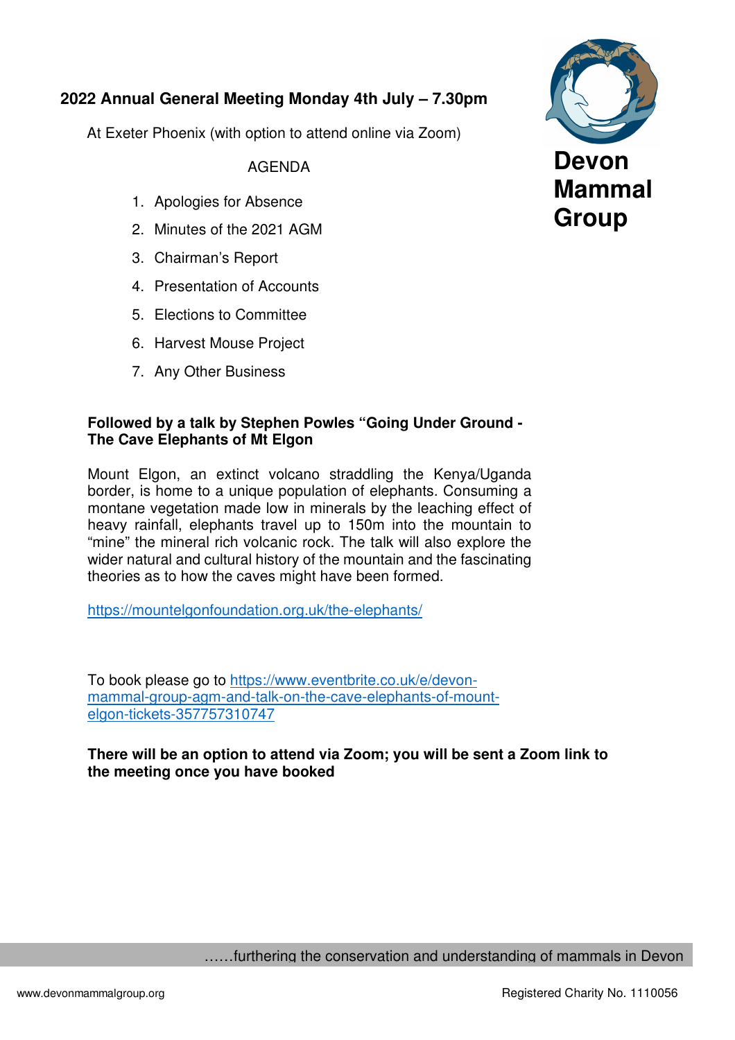# Devon Mammal Group

## 2022 Annual General Meeting Monday 4th July – 7.30pm

At Exeter Phoenix (with option to attend online via Zoom)

AGENDA

1. Apologies for Absence
2. Minutes of the 2021 AGM
3. Chairman's Report
4. Presentation of Accounts
5. Elections to Committee
6. Harvest Mouse Project
7. Any Other Business

**Followed by a talk by Stephen Powles "Going Under Ground - The Cave Elephants of Mt Elgon**

Mount Elgon, an extinct volcano straddling the Kenya/Uganda border, is home to a unique population of elephants. Consuming a montane vegetation made low in minerals by the leaching effect of heavy rainfall, elephants travel up to 150m into the mountain to "mine" the mineral rich volcanic rock. The talk will also explore the wider natural and cultural history of the mountain and the fascinating theories as to how the caves might have been formed.

https://mountelgonfoundation.org.uk/the-elephants/

To book please go to https://www.eventbrite.co.uk/e/devon-mammal-group-agm-and-talk-on-the-cave-elephants-of-mount-elgon-tickets-357757310747

**There will be an option to attend via Zoom; you will be sent a Zoom link to the meeting once you have booked**

……furthering the conservation and understanding of mammals in Devon

www.devonmammalgroup.org

Registered Charity No. 1110056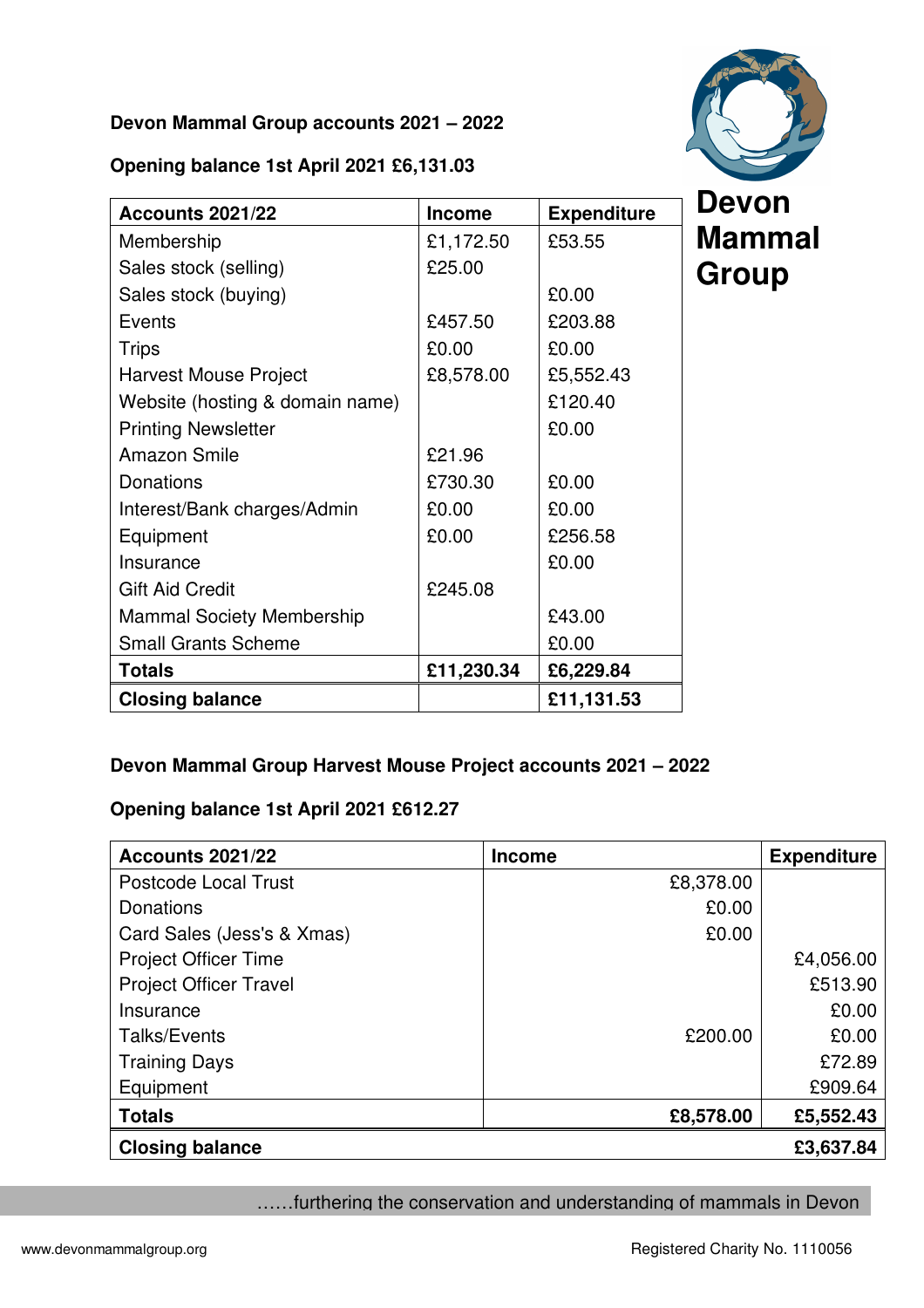**Devon Mammal Group accounts 2021 – 2022**

**Opening balance 1st April 2021 £6,131.03**

**Devon Mammal Group**

| Accounts 2021/22 | Income | Expenditure |
|---|---|---|
| Membership | £1,172.50 | £53.55 |
| Sales stock (selling) | £25.00 | |
| Sales stock (buying) | | £0.00 |
| Events | £457.50 | £203.88 |
| Trips | £0.00 | £0.00 |
| Harvest Mouse Project | £8,578.00 | £5,552.43 |
| Website (hosting & domain name) | | £120.40 |
| Printing Newsletter | | £0.00 |
| Amazon Smile | £21.96 | |
| Donations | £730.30 | £0.00 |
| Interest/Bank charges/Admin | £0.00 | £0.00 |
| Equipment | £0.00 | £256.58 |
| Insurance | | £0.00 |
| Gift Aid Credit | £245.08 | |
| Mammal Society Membership | | £43.00 |
| Small Grants Scheme | | £0.00 |
| **Totals** | **£11,230.34** | **£6,229.84** |
| **Closing balance** | | **£11,131.53** |

**Devon Mammal Group Harvest Mouse Project accounts 2021 – 2022**

**Opening balance 1st April 2021 £612.27**

| Accounts 2021/22 | Income | Expenditure |
|---|---|---|
| Postcode Local Trust | £8,378.00 | |
| Donations | £0.00 | |
| Card Sales (Jess's & Xmas) | £0.00 | |
| Project Officer Time | | £4,056.00 |
| Project Officer Travel | | £513.90 |
| Insurance | | £0.00 |
| Talks/Events | £200.00 | £0.00 |
| Training Days | | £72.89 |
| Equipment | | £909.64 |
| **Totals** | **£8,578.00** | **£5,552.43** |
| **Closing balance** | | **£3,637.84** |

……furthering the conservation and understanding of mammals in Devon

www.devonmammalgroup.org

Registered Charity No. 1110056